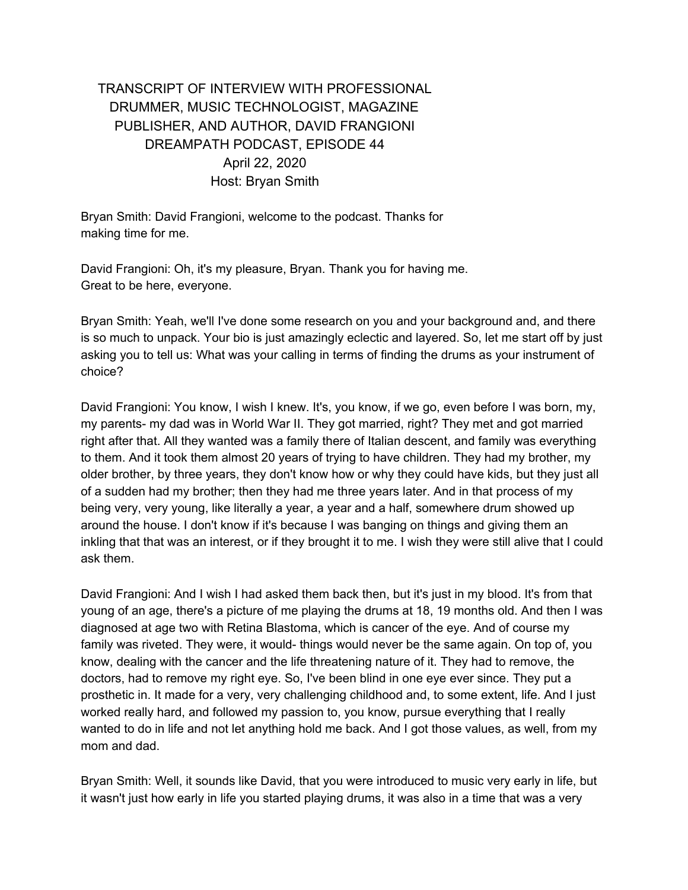# TRANSCRIPT OF INTERVIEW WITH PROFESSIONAL DRUMMER, MUSIC TECHNOLOGIST, MAGAZINE PUBLISHER, AND AUTHOR, DAVID FRANGIONI

## DREAMPATH PODCAST, EPISODE 44

April 22, 2020

Host: Bryan Smith

Bryan Smith: David Frangioni, welcome to the podcast. Thanks for making time for me.

David Frangioni: Oh, it's my pleasure, Bryan. Thank you for having me. Great to be here, everyone.

Bryan Smith: Yeah, we'll I've done some research on you and your background and, and there is so much to unpack. Your bio is just amazingly eclectic and layered. So, let me start off by just asking you to tell us: What was your calling in terms of finding the drums as your instrument of choice?

David Frangioni: You know, I wish I knew. It's, you know, if we go, even before I was born, my, my parents- my dad was in World War II. They got married, right? They met and got married right after that. All they wanted was a family there of Italian descent, and family was everything to them. And it took them almost 20 years of trying to have children. They had my brother, my older brother, by three years, they don't know how or why they could have kids, but they just all of a sudden had my brother; then they had me three years later. And in that process of my being very, very young, like literally a year, a year and a half, somewhere drum showed up around the house. I don't know if it's because I was banging on things and giving them an inkling that that was an interest, or if they brought it to me. I wish they were still alive that I could ask them.

David Frangioni: And I wish I had asked them back then, but it's just in my blood. It's from that young of an age, there's a picture of me playing the drums at 18, 19 months old. And then I was diagnosed at age two with Retina Blastoma, which is cancer of the eye. And of course my family was riveted. They were, it would- things would never be the same again. On top of, you know, dealing with the cancer and the life threatening nature of it. They had to remove, the doctors, had to remove my right eye. So, I've been blind in one eye ever since. They put a prosthetic in. It made for a very, very challenging childhood and, to some extent, life. And I just worked really hard, and followed my passion to, you know, pursue everything that I really wanted to do in life and not let anything hold me back. And I got those values, as well, from my mom and dad.

Bryan Smith: Well, it sounds like David, that you were introduced to music very early in life, but it wasn't just how early in life you started playing drums, it was also in a time that was a very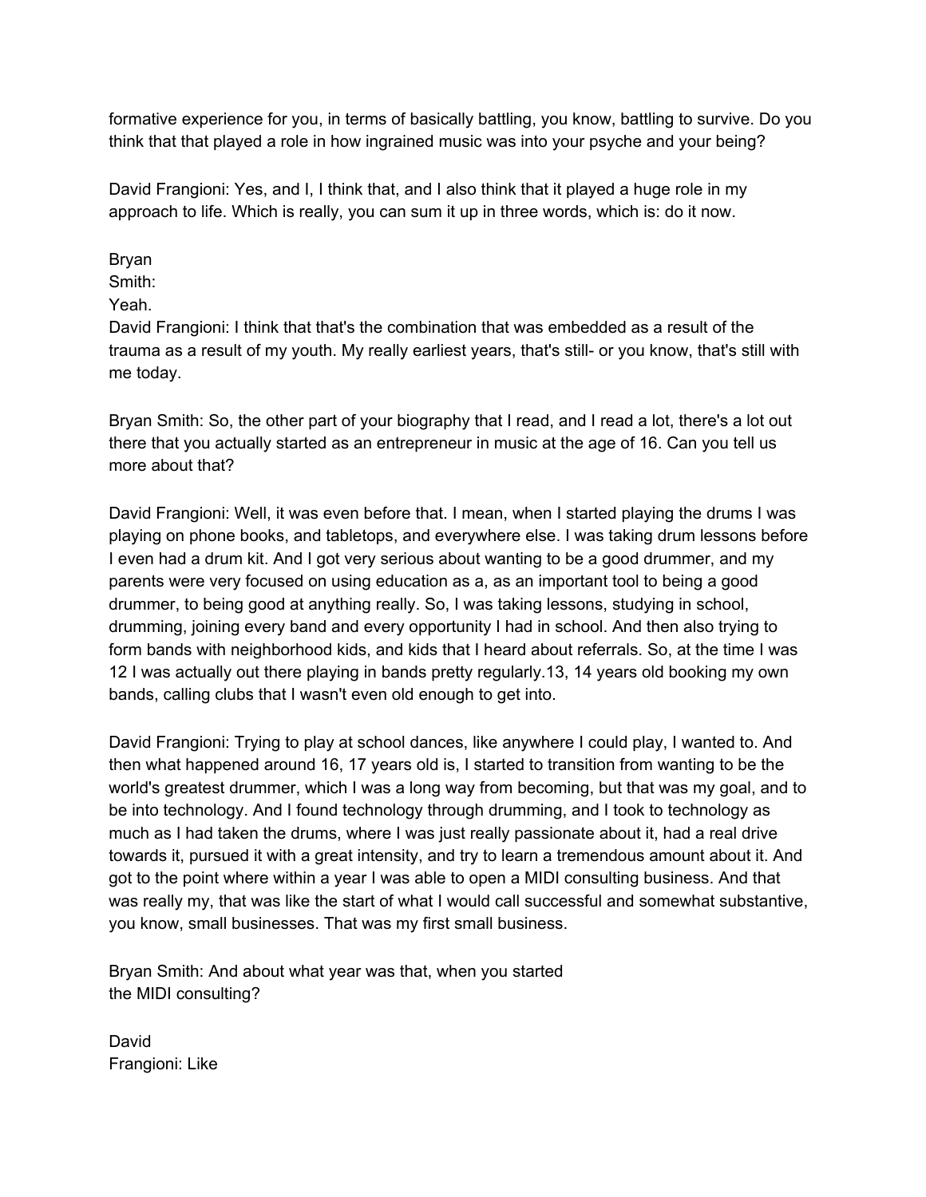formative experience for you, in terms of basically battling, you know, battling to survive. Do you think that that played a role in how ingrained music was into your psyche and your being?

David Frangioni: Yes, and I, I think that, and I also think that it played a huge role in my approach to life. Which is really, you can sum it up in three words, which is: do it now.

Bryan Smith: Yeah.

David Frangioni: I think that that's the combination that was embedded as a result of the trauma as a result of my youth. My really earliest years, that's still- or you know, that's still with me today.

Bryan Smith: So, the other part of your biography that I read, and I read a lot, there's a lot out there that you actually started as an entrepreneur in music at the age of 16. Can you tell us more about that?

David Frangioni: Well, it was even before that. I mean, when I started playing the drums I was playing on phone books, and tabletops, and everywhere else. I was taking drum lessons before I even had a drum kit. And I got very serious about wanting to be a good drummer, and my parents were very focused on using education as a, as an important tool to being a good drummer, to being good at anything really. So, I was taking lessons, studying in school, drumming, joining every band and every opportunity I had in school. And then also trying to form bands with neighborhood kids, and kids that I heard about referrals. So, at the time I was 12 I was actually out there playing in bands pretty regularly.13, 14 years old booking my own bands, calling clubs that I wasn't even old enough to get into.

David Frangioni: Trying to play at school dances, like anywhere I could play, I wanted to. And then what happened around 16, 17 years old is, I started to transition from wanting to be the world's greatest drummer, which I was a long way from becoming, but that was my goal, and to be into technology. And I found technology through drumming, and I took to technology as much as I had taken the drums, where I was just really passionate about it, had a real drive towards it, pursued it with a great intensity, and try to learn a tremendous amount about it. And got to the point where within a year I was able to open a MIDI consulting business. And that was really my, that was like the start of what I would call successful and somewhat substantive, you know, small businesses. That was my first small business.

Bryan Smith: And about what year was that, when you started the MIDI consulting?

David Frangioni: Like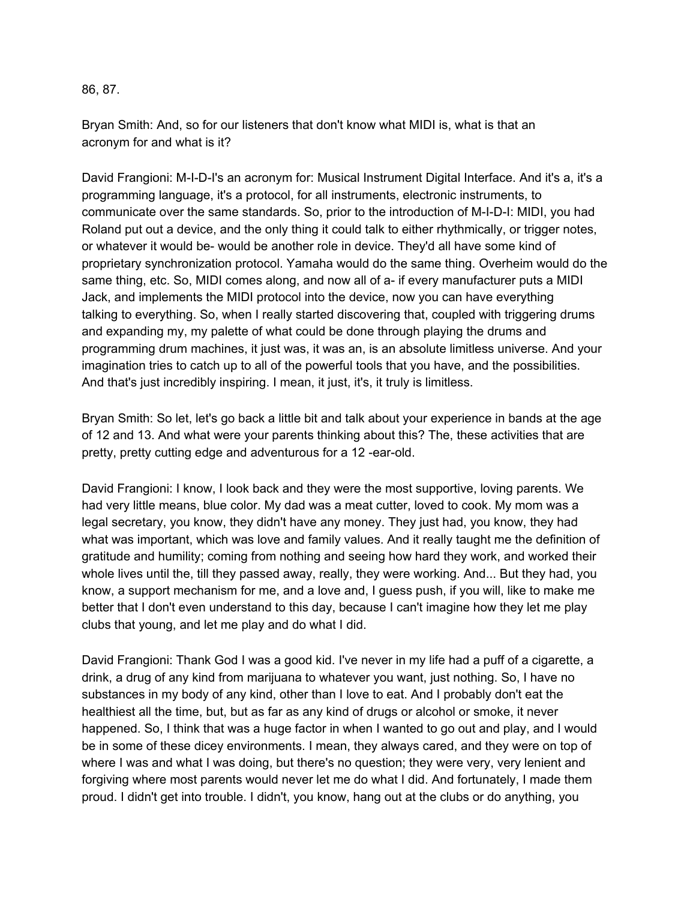86, 87.

Bryan Smith: And, so for our listeners that don't know what MIDI is, what is that an acronym for and what is it?

David Frangioni: M-I-D-I's an acronym for: Musical Instrument Digital Interface. And it's a, it's a programming language, it's a protocol, for all instruments, electronic instruments, to communicate over the same standards. So, prior to the introduction of M-I-D-I: MIDI, you had Roland put out a device, and the only thing it could talk to either rhythmically, or trigger notes, or whatever it would be- would be another role in device. They'd all have some kind of proprietary synchronization protocol. Yamaha would do the same thing. Overheim would do the same thing, etc. So, MIDI comes along, and now all of a- if every manufacturer puts a MIDI Jack, and implements the MIDI protocol into the device, now you can have everything talking to everything. So, when I really started discovering that, coupled with triggering drums and expanding my, my palette of what could be done through playing the drums and programming drum machines, it just was, it was an, is an absolute limitless universe. And your imagination tries to catch up to all of the powerful tools that you have, and the possibilities. And that's just incredibly inspiring. I mean, it just, it's, it truly is limitless.

Bryan Smith: So let, let's go back a little bit and talk about your experience in bands at the age of 12 and 13. And what were your parents thinking about this? The, these activities that are pretty, pretty cutting edge and adventurous for a 12 -ear-old.

David Frangioni: I know, I look back and they were the most supportive, loving parents. We had very little means, blue color. My dad was a meat cutter, loved to cook. My mom was a legal secretary, you know, they didn't have any money. They just had, you know, they had what was important, which was love and family values. And it really taught me the definition of gratitude and humility; coming from nothing and seeing how hard they work, and worked their whole lives until the, till they passed away, really, they were working. And... But they had, you know, a support mechanism for me, and a love and, I guess push, if you will, like to make me better that I don't even understand to this day, because I can't imagine how they let me play clubs that young, and let me play and do what I did.

David Frangioni: Thank God I was a good kid. I've never in my life had a puff of a cigarette, a drink, a drug of any kind from marijuana to whatever you want, just nothing. So, I have no substances in my body of any kind, other than I love to eat. And I probably don't eat the healthiest all the time, but, but as far as any kind of drugs or alcohol or smoke, it never happened. So, I think that was a huge factor in when I wanted to go out and play, and I would be in some of these dicey environments. I mean, they always cared, and they were on top of where I was and what I was doing, but there's no question; they were very, very lenient and forgiving where most parents would never let me do what I did. And fortunately, I made them proud. I didn't get into trouble. I didn't, you know, hang out at the clubs or do anything, you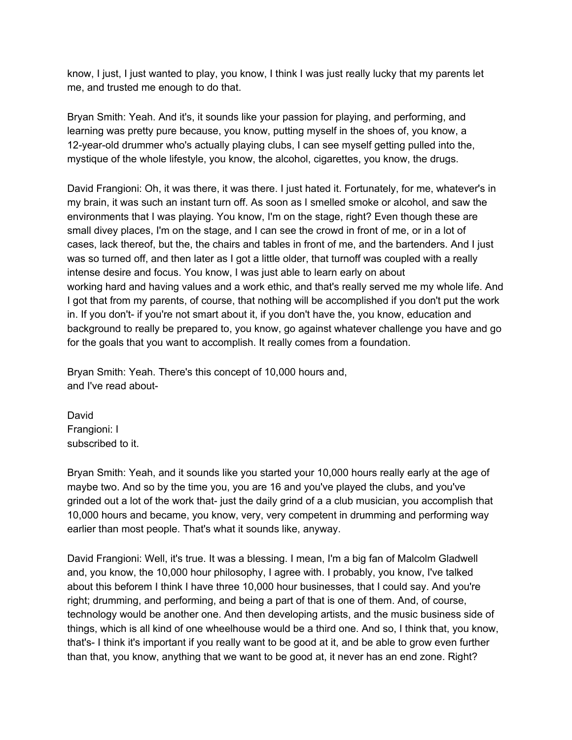know, I just, I just wanted to play, you know, I think I was just really lucky that my parents let me, and trusted me enough to do that.

Bryan Smith: Yeah. And it's, it sounds like your passion for playing, and performing, and learning was pretty pure because, you know, putting myself in the shoes of, you know, a 12-year-old drummer who's actually playing clubs, I can see myself getting pulled into the, mystique of the whole lifestyle, you know, the alcohol, cigarettes, you know, the drugs.

David Frangioni: Oh, it was there, it was there. I just hated it. Fortunately, for me, whatever's in my brain, it was such an instant turn off. As soon as I smelled smoke or alcohol, and saw the environments that I was playing. You know, I'm on the stage, right? Even though these are small divey places, I'm on the stage, and I can see the crowd in front of me, or in a lot of cases, lack thereof, but the, the chairs and tables in front of me, and the bartenders. And I just was so turned off, and then later as I got a little older, that turnoff was coupled with a really intense desire and focus. You know, I was just able to learn early on about working hard and having values and a work ethic, and that's really served me my whole life. And I got that from my parents, of course, that nothing will be accomplished if you don't put the work in. If you don't- if you're not smart about it, if you don't have the, you know, education and background to really be prepared to, you know, go against whatever challenge you have and go for the goals that you want to accomplish. It really comes from a foundation.

Bryan Smith: Yeah. There's this concept of 10,000 hours and, and I've read about-

David Frangioni: I subscribed to it.

Bryan Smith: Yeah, and it sounds like you started your 10,000 hours really early at the age of maybe two. And so by the time you, you are 16 and you've played the clubs, and you've grinded out a lot of the work that- just the daily grind of a a club musician, you accomplish that 10,000 hours and became, you know, very, very competent in drumming and performing way earlier than most people. That's what it sounds like, anyway.

David Frangioni: Well, it's true. It was a blessing. I mean, I'm a big fan of Malcolm Gladwell and, you know, the 10,000 hour philosophy, I agree with. I probably, you know, I've talked about this beforem I think I have three 10,000 hour businesses, that I could say. And you're right; drumming, and performing, and being a part of that is one of them. And, of course, technology would be another one. And then developing artists, and the music business side of things, which is all kind of one wheelhouse would be a third one. And so, I think that, you know, that's- I think it's important if you really want to be good at it, and be able to grow even further than that, you know, anything that we want to be good at, it never has an end zone. Right?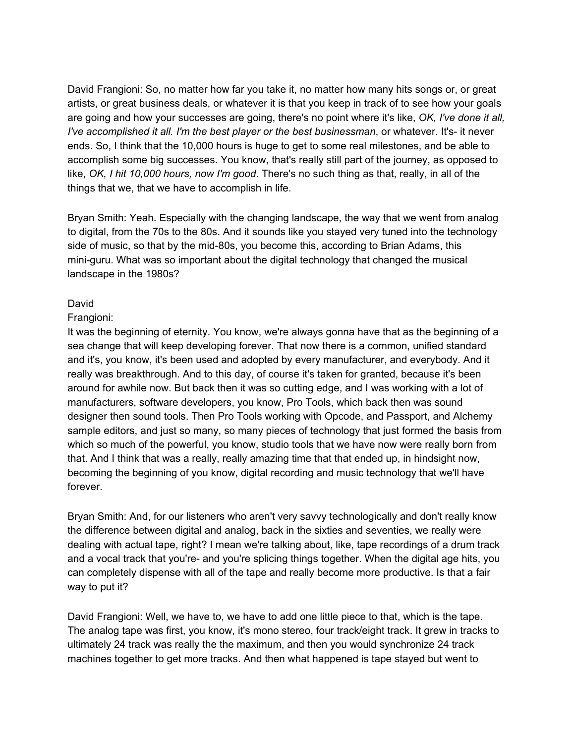David Frangioni: So, no matter how far you take it, no matter how many hits songs or, or great artists, or great business deals, or whatever it is that you keep in track of to see how your goals are going and how your successes are going, there's no point where it's like, *OK, I've done it all, I've accomplished it all. I'm the best player or the best businessman*, or whatever. It's- it never ends. So, I think that the 10,000 hours is huge to get to some real milestones, and be able to accomplish some big successes. You know, that's really still part of the journey, as opposed to like, *OK, I hit 10,000 hours, now I'm good*. There's no such thing as that, really, in all of the things that we, that we have to accomplish in life.

Bryan Smith: Yeah. Especially with the changing landscape, the way that we went from analog to digital, from the 70s to the 80s. And it sounds like you stayed very tuned into the technology side of music, so that by the mid-80s, you become this, according to Brian Adams, this mini-guru. What was so important about the digital technology that changed the musical landscape in the 1980s?

David Frangioni: It was the beginning of eternity. You know, we're always gonna have that as the beginning of a sea change that will keep developing forever. That now there is a common, unified standard and it's, you know, it's been used and adopted by every manufacturer, and everybody. And it really was breakthrough. And to this day, of course it's taken for granted, because it's been around for awhile now. But back then it was so cutting edge, and I was working with a lot of manufacturers, software developers, you know, Pro Tools, which back then was sound designer then sound tools. Then Pro Tools working with Opcode, and Passport, and Alchemy sample editors, and just so many, so many pieces of technology that just formed the basis from which so much of the powerful, you know, studio tools that we have now were really born from that. And I think that was a really, really amazing time that that ended up, in hindsight now, becoming the beginning of you know, digital recording and music technology that we'll have forever.

Bryan Smith: And, for our listeners who aren't very savvy technologically and don't really know the difference between digital and analog, back in the sixties and seventies, we really were dealing with actual tape, right? I mean we're talking about, like, tape recordings of a drum track and a vocal track that you're- and you're splicing things together. When the digital age hits, you can completely dispense with all of the tape and really become more productive. Is that a fair way to put it?

David Frangioni: Well, we have to, we have to add one little piece to that, which is the tape. The analog tape was first, you know, it's mono stereo, four track/eight track. It grew in tracks to ultimately 24 track was really the the maximum, and then you would synchronize 24 track machines together to get more tracks. And then what happened is tape stayed but went to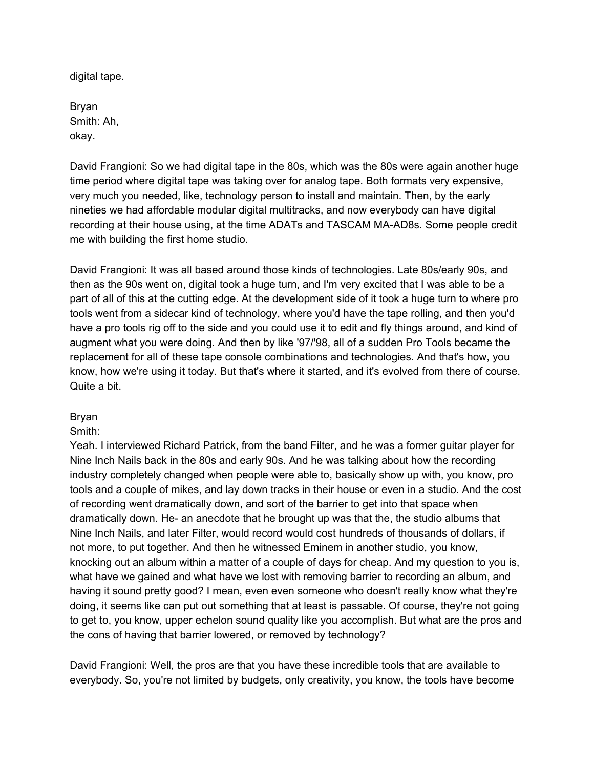digital tape.

Bryan
Smith: Ah,
okay.

David Frangioni: So we had digital tape in the 80s, which was the 80s were again another huge time period where digital tape was taking over for analog tape. Both formats very expensive, very much you needed, like, technology person to install and maintain. Then, by the early nineties we had affordable modular digital multitracks, and now everybody can have digital recording at their house using, at the time ADATs and TASCAM MA-AD8s. Some people credit me with building the first home studio.

David Frangioni: It was all based around those kinds of technologies. Late 80s/early 90s, and then as the 90s went on, digital took a huge turn, and I'm very excited that I was able to be a part of all of this at the cutting edge. At the development side of it took a huge turn to where pro tools went from a sidecar kind of technology, where you'd have the tape rolling, and then you'd have a pro tools rig off to the side and you could use it to edit and fly things around, and kind of augment what you were doing. And then by like '97/'98, all of a sudden Pro Tools became the replacement for all of these tape console combinations and technologies. And that's how, you know, how we're using it today. But that's where it started, and it's evolved from there of course. Quite a bit.

Bryan
Smith:
Yeah. I interviewed Richard Patrick, from the band Filter, and he was a former guitar player for Nine Inch Nails back in the 80s and early 90s. And he was talking about how the recording industry completely changed when people were able to, basically show up with, you know, pro tools and a couple of mikes, and lay down tracks in their house or even in a studio. And the cost of recording went dramatically down, and sort of the barrier to get into that space when dramatically down. He- an anecdote that he brought up was that the, the studio albums that Nine Inch Nails, and later Filter, would record would cost hundreds of thousands of dollars, if not more, to put together. And then he witnessed Eminem in another studio, you know, knocking out an album within a matter of a couple of days for cheap. And my question to you is, what have we gained and what have we lost with removing barrier to recording an album, and having it sound pretty good? I mean, even even someone who doesn't really know what they're doing, it seems like can put out something that at least is passable. Of course, they're not going to get to, you know, upper echelon sound quality like you accomplish. But what are the pros and the cons of having that barrier lowered, or removed by technology?

David Frangioni: Well, the pros are that you have these incredible tools that are available to everybody. So, you're not limited by budgets, only creativity, you know, the tools have become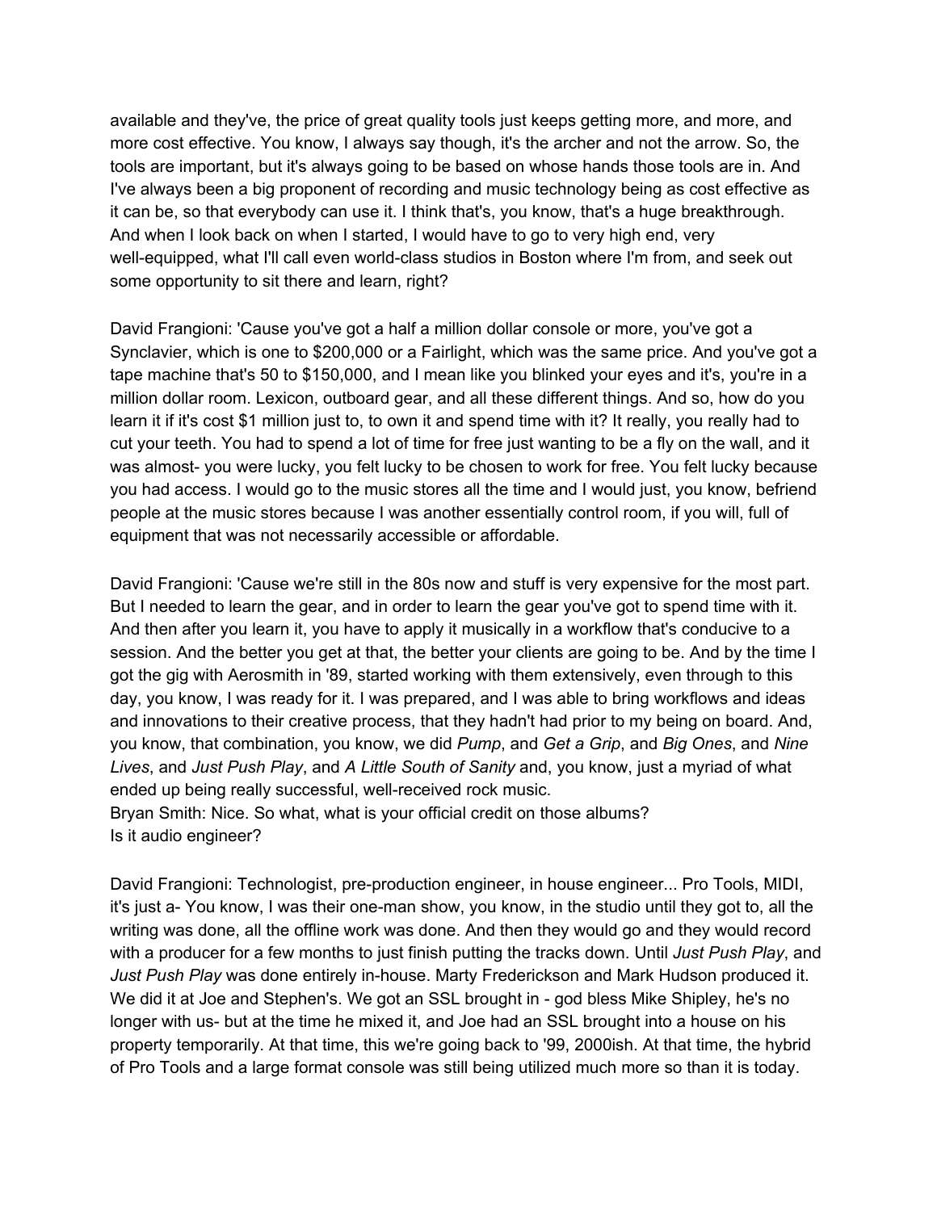available and they've, the price of great quality tools just keeps getting more, and more, and more cost effective. You know, I always say though, it's the archer and not the arrow. So, the tools are important, but it's always going to be based on whose hands those tools are in. And I've always been a big proponent of recording and music technology being as cost effective as it can be, so that everybody can use it. I think that's, you know, that's a huge breakthrough. And when I look back on when I started, I would have to go to very high end, very well-equipped, what I'll call even world-class studios in Boston where I'm from, and seek out some opportunity to sit there and learn, right?

David Frangioni: 'Cause you've got a half a million dollar console or more, you've got a Synclavier, which is one to $200,000 or a Fairlight, which was the same price. And you've got a tape machine that's 50 to $150,000, and I mean like you blinked your eyes and it's, you're in a million dollar room. Lexicon, outboard gear, and all these different things. And so, how do you learn it if it's cost $1 million just to, to own it and spend time with it? It really, you really had to cut your teeth. You had to spend a lot of time for free just wanting to be a fly on the wall, and it was almost- you were lucky, you felt lucky to be chosen to work for free. You felt lucky because you had access. I would go to the music stores all the time and I would just, you know, befriend people at the music stores because I was another essentially control room, if you will, full of equipment that was not necessarily accessible or affordable.

David Frangioni: 'Cause we're still in the 80s now and stuff is very expensive for the most part. But I needed to learn the gear, and in order to learn the gear you've got to spend time with it. And then after you learn it, you have to apply it musically in a workflow that's conducive to a session. And the better you get at that, the better your clients are going to be. And by the time I got the gig with Aerosmith in '89, started working with them extensively, even through to this day, you know, I was ready for it. I was prepared, and I was able to bring workflows and ideas and innovations to their creative process, that they hadn't had prior to my being on board. And, you know, that combination, you know, we did *Pump*, and *Get a Grip*, and *Big Ones*, and *Nine Lives*, and *Just Push Play*, and *A Little South of Sanity* and, you know, just a myriad of what ended up being really successful, well-received rock music.

Bryan Smith: Nice. So what, what is your official credit on those albums? Is it audio engineer?

David Frangioni: Technologist, pre-production engineer, in house engineer... Pro Tools, MIDI, it's just a- You know, I was their one-man show, you know, in the studio until they got to, all the writing was done, all the offline work was done. And then they would go and they would record with a producer for a few months to just finish putting the tracks down. Until *Just Push Play*, and *Just Push Play* was done entirely in-house. Marty Frederickson and Mark Hudson produced it. We did it at Joe and Stephen's. We got an SSL brought in - god bless Mike Shipley, he's no longer with us- but at the time he mixed it, and Joe had an SSL brought into a house on his property temporarily. At that time, this we're going back to '99, 2000ish. At that time, the hybrid of Pro Tools and a large format console was still being utilized much more so than it is today.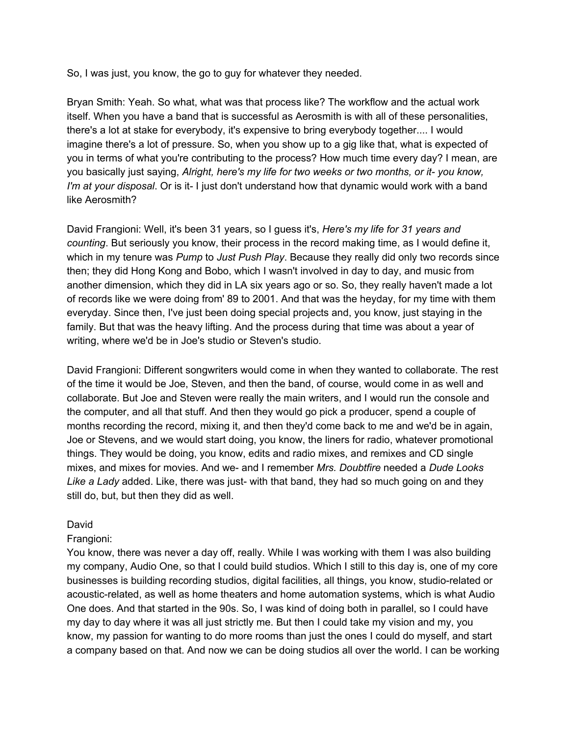So, I was just, you know, the go to guy for whatever they needed.

Bryan Smith: Yeah. So what, what was that process like? The workflow and the actual work itself. When you have a band that is successful as Aerosmith is with all of these personalities, there's a lot at stake for everybody, it's expensive to bring everybody together.... I would imagine there's a lot of pressure. So, when you show up to a gig like that, what is expected of you in terms of what you're contributing to the process? How much time every day? I mean, are you basically just saying, *Alright, here's my life for two weeks or two months, or it- you know, I'm at your disposal*. Or is it- I just don't understand how that dynamic would work with a band like Aerosmith?

David Frangioni: Well, it's been 31 years, so I guess it's, *Here's my life for 31 years and counting*. But seriously you know, their process in the record making time, as I would define it, which in my tenure was *Pump* to *Just Push Play*. Because they really did only two records since then; they did Hong Kong and Bobo, which I wasn't involved in day to day, and music from another dimension, which they did in LA six years ago or so. So, they really haven't made a lot of records like we were doing from' 89 to 2001. And that was the heyday, for my time with them everyday. Since then, I've just been doing special projects and, you know, just staying in the family. But that was the heavy lifting. And the process during that time was about a year of writing, where we'd be in Joe's studio or Steven's studio.

David Frangioni: Different songwriters would come in when they wanted to collaborate. The rest of the time it would be Joe, Steven, and then the band, of course, would come in as well and collaborate. But Joe and Steven were really the main writers, and I would run the console and the computer, and all that stuff. And then they would go pick a producer, spend a couple of months recording the record, mixing it, and then they'd come back to me and we'd be in again, Joe or Stevens, and we would start doing, you know, the liners for radio, whatever promotional things. They would be doing, you know, edits and radio mixes, and remixes and CD single mixes, and mixes for movies. And we- and I remember *Mrs. Doubtfire* needed a *Dude Looks Like a Lady* added. Like, there was just- with that band, they had so much going on and they still do, but, but then they did as well.

David Frangioni:
You know, there was never a day off, really. While I was working with them I was also building my company, Audio One, so that I could build studios. Which I still to this day is, one of my core businesses is building recording studios, digital facilities, all things, you know, studio-related or acoustic-related, as well as home theaters and home automation systems, which is what Audio One does. And that started in the 90s. So, I was kind of doing both in parallel, so I could have my day to day where it was all just strictly me. But then I could take my vision and my, you know, my passion for wanting to do more rooms than just the ones I could do myself, and start a company based on that. And now we can be doing studios all over the world. I can be working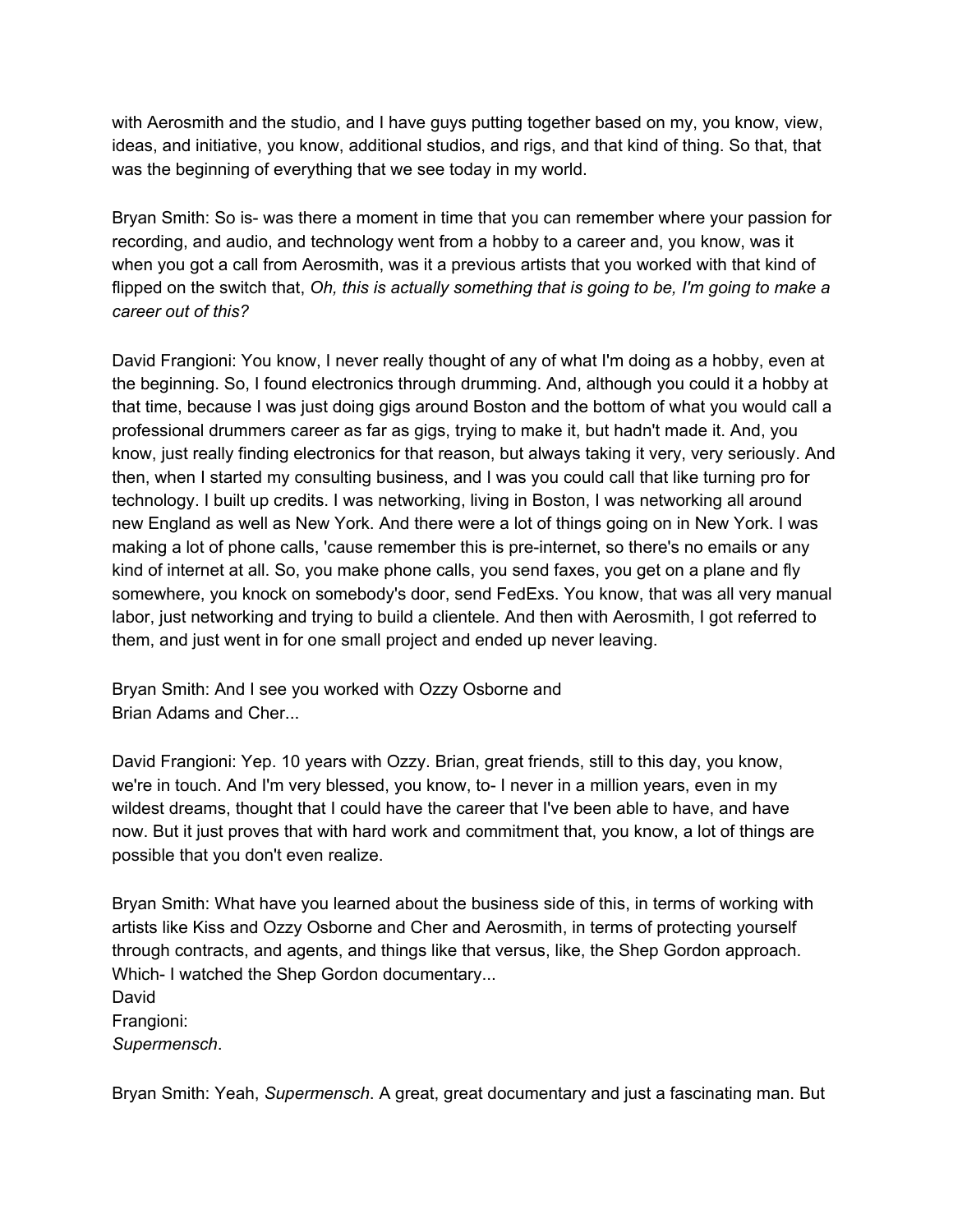with Aerosmith and the studio, and I have guys putting together based on my, you know, view, ideas, and initiative, you know, additional studios, and rigs, and that kind of thing. So that, that was the beginning of everything that we see today in my world.

Bryan Smith: So is- was there a moment in time that you can remember where your passion for recording, and audio, and technology went from a hobby to a career and, you know, was it when you got a call from Aerosmith, was it a previous artists that you worked with that kind of flipped on the switch that, *Oh, this is actually something that is going to be, I'm going to make a career out of this?*

David Frangioni: You know, I never really thought of any of what I'm doing as a hobby, even at the beginning. So, I found electronics through drumming. And, although you could it a hobby at that time, because I was just doing gigs around Boston and the bottom of what you would call a professional drummers career as far as gigs, trying to make it, but hadn't made it. And, you know, just really finding electronics for that reason, but always taking it very, very seriously. And then, when I started my consulting business, and I was you could call that like turning pro for technology. I built up credits. I was networking, living in Boston, I was networking all around new England as well as New York. And there were a lot of things going on in New York. I was making a lot of phone calls, 'cause remember this is pre-internet, so there's no emails or any kind of internet at all. So, you make phone calls, you send faxes, you get on a plane and fly somewhere, you knock on somebody's door, send FedExs. You know, that was all very manual labor, just networking and trying to build a clientele. And then with Aerosmith, I got referred to them, and just went in for one small project and ended up never leaving.

Bryan Smith: And I see you worked with Ozzy Osborne and Brian Adams and Cher...

David Frangioni: Yep. 10 years with Ozzy. Brian, great friends, still to this day, you know, we're in touch. And I'm very blessed, you know, to- I never in a million years, even in my wildest dreams, thought that I could have the career that I've been able to have, and have now. But it just proves that with hard work and commitment that, you know, a lot of things are possible that you don't even realize.

Bryan Smith: What have you learned about the business side of this, in terms of working with artists like Kiss and Ozzy Osborne and Cher and Aerosmith, in terms of protecting yourself through contracts, and agents, and things like that versus, like, the Shep Gordon approach. Which- I watched the Shep Gordon documentary...

David Frangioni: *Supermensch*.

Bryan Smith: Yeah, *Supermensch*. A great, great documentary and just a fascinating man. But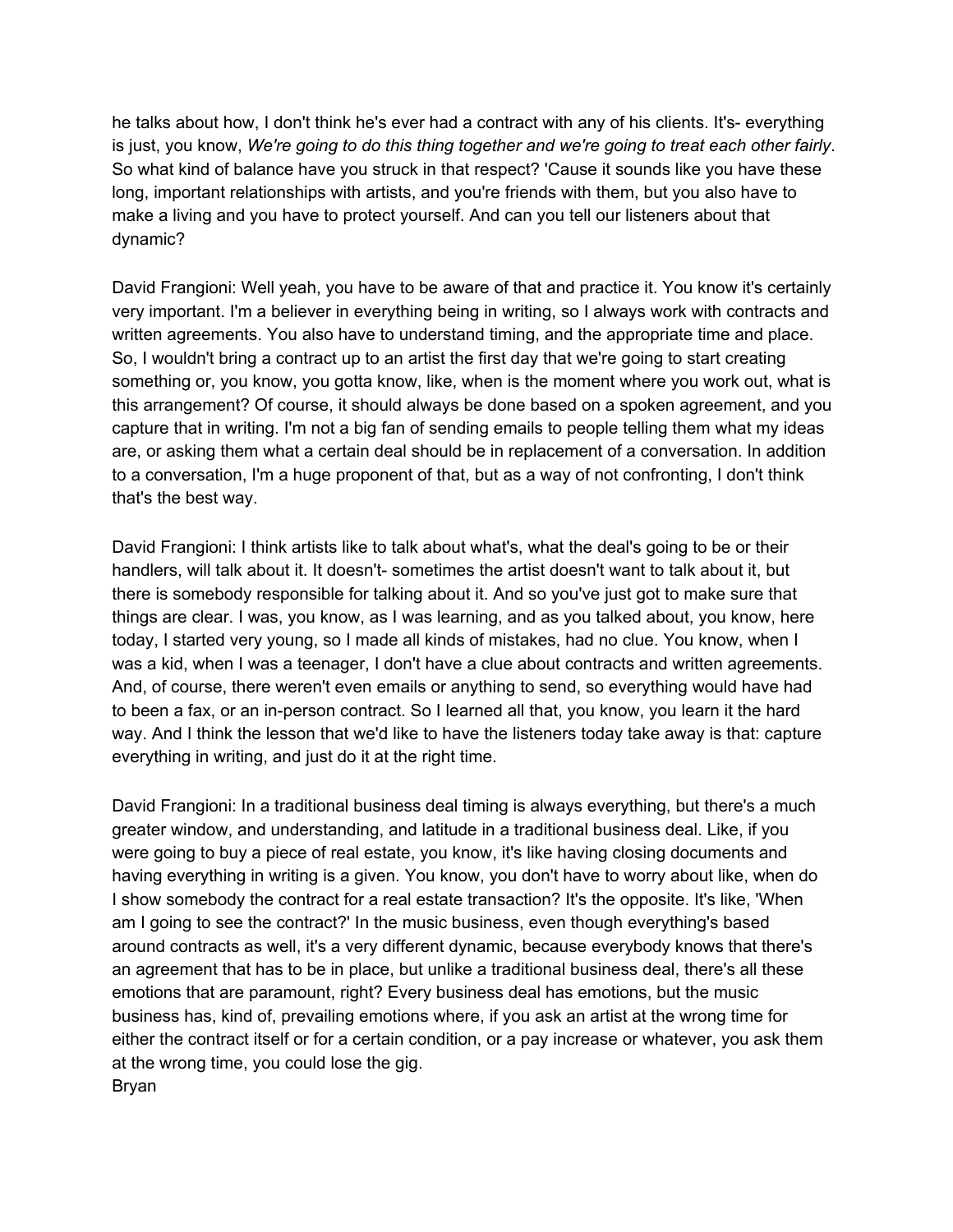he talks about how, I don't think he's ever had a contract with any of his clients. It's- everything is just, you know, *We're going to do this thing together and we're going to treat each other fairly*. So what kind of balance have you struck in that respect? 'Cause it sounds like you have these long, important relationships with artists, and you're friends with them, but you also have to make a living and you have to protect yourself. And can you tell our listeners about that dynamic?

David Frangioni: Well yeah, you have to be aware of that and practice it. You know it's certainly very important. I'm a believer in everything being in writing, so I always work with contracts and written agreements. You also have to understand timing, and the appropriate time and place. So, I wouldn't bring a contract up to an artist the first day that we're going to start creating something or, you know, you gotta know, like, when is the moment where you work out, what is this arrangement? Of course, it should always be done based on a spoken agreement, and you capture that in writing. I'm not a big fan of sending emails to people telling them what my ideas are, or asking them what a certain deal should be in replacement of a conversation. In addition to a conversation, I'm a huge proponent of that, but as a way of not confronting, I don't think that's the best way.

David Frangioni: I think artists like to talk about what's, what the deal's going to be or their handlers, will talk about it. It doesn't- sometimes the artist doesn't want to talk about it, but there is somebody responsible for talking about it. And so you've just got to make sure that things are clear. I was, you know, as I was learning, and as you talked about, you know, here today, I started very young, so I made all kinds of mistakes, had no clue. You know, when I was a kid, when I was a teenager, I don't have a clue about contracts and written agreements. And, of course, there weren't even emails or anything to send, so everything would have had to been a fax, or an in-person contract. So I learned all that, you know, you learn it the hard way. And I think the lesson that we'd like to have the listeners today take away is that: capture everything in writing, and just do it at the right time.

David Frangioni: In a traditional business deal timing is always everything, but there's a much greater window, and understanding, and latitude in a traditional business deal. Like, if you were going to buy a piece of real estate, you know, it's like having closing documents and having everything in writing is a given. You know, you don't have to worry about like, when do I show somebody the contract for a real estate transaction? It's the opposite. It's like, 'When am I going to see the contract?' In the music business, even though everything's based around contracts as well, it's a very different dynamic, because everybody knows that there's an agreement that has to be in place, but unlike a traditional business deal, there's all these emotions that are paramount, right? Every business deal has emotions, but the music business has, kind of, prevailing emotions where, if you ask an artist at the wrong time for either the contract itself or for a certain condition, or a pay increase or whatever, you ask them at the wrong time, you could lose the gig.

Bryan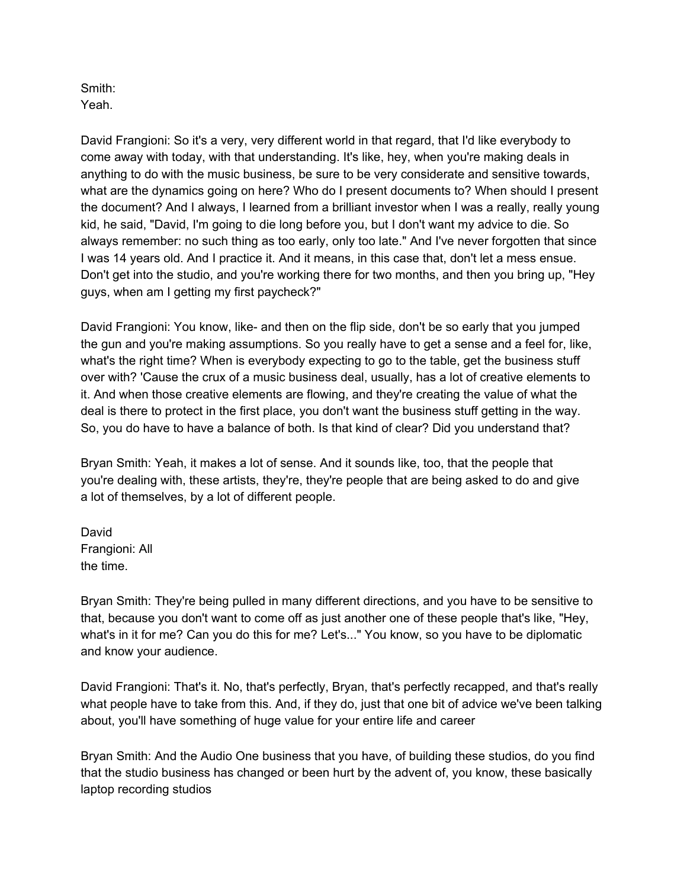Smith:
Yeah.

David Frangioni: So it's a very, very different world in that regard, that I'd like everybody to come away with today, with that understanding. It's like, hey, when you're making deals in anything to do with the music business, be sure to be very considerate and sensitive towards, what are the dynamics going on here? Who do I present documents to? When should I present the document? And I always, I learned from a brilliant investor when I was a really, really young kid, he said, "David, I'm going to die long before you, but I don't want my advice to die. So always remember: no such thing as too early, only too late." And I've never forgotten that since I was 14 years old. And I practice it. And it means, in this case that, don't let a mess ensue. Don't get into the studio, and you're working there for two months, and then you bring up, "Hey guys, when am I getting my first paycheck?"

David Frangioni: You know, like- and then on the flip side, don't be so early that you jumped the gun and you're making assumptions. So you really have to get a sense and a feel for, like, what's the right time? When is everybody expecting to go to the table, get the business stuff over with? 'Cause the crux of a music business deal, usually, has a lot of creative elements to it. And when those creative elements are flowing, and they're creating the value of what the deal is there to protect in the first place, you don't want the business stuff getting in the way. So, you do have to have a balance of both. Is that kind of clear? Did you understand that?

Bryan Smith: Yeah, it makes a lot of sense. And it sounds like, too, that the people that you're dealing with, these artists, they're, they're people that are being asked to do and give a lot of themselves, by a lot of different people.

David Frangioni: All the time.

Bryan Smith: They're being pulled in many different directions, and you have to be sensitive to that, because you don't want to come off as just another one of these people that's like, "Hey, what's in it for me? Can you do this for me? Let's..." You know, so you have to be diplomatic and know your audience.

David Frangioni: That's it. No, that's perfectly, Bryan, that's perfectly recapped, and that's really what people have to take from this. And, if they do, just that one bit of advice we've been talking about, you'll have something of huge value for your entire life and career

Bryan Smith: And the Audio One business that you have, of building these studios, do you find that the studio business has changed or been hurt by the advent of, you know, these basically laptop recording studios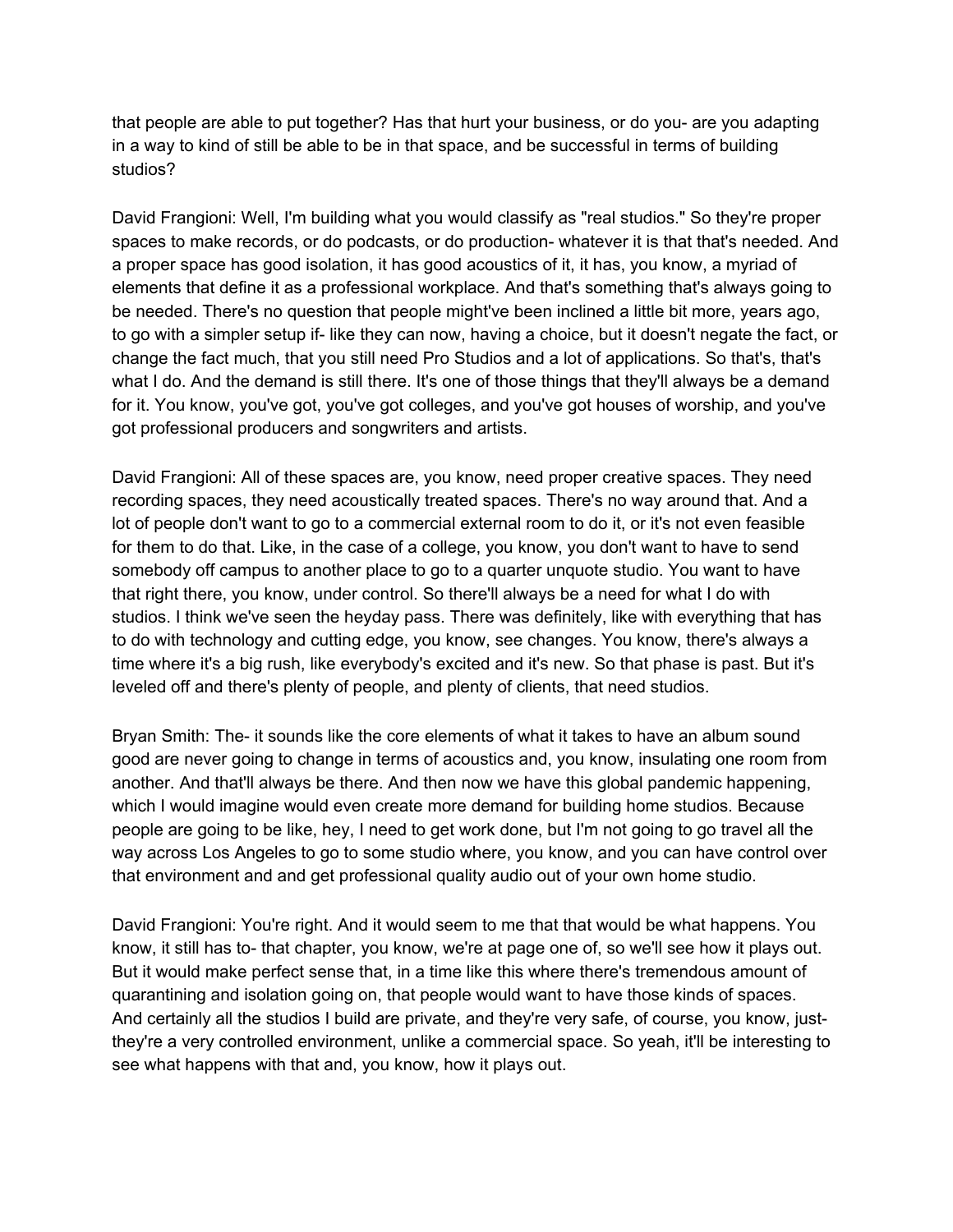that people are able to put together? Has that hurt your business, or do you- are you adapting in a way to kind of still be able to be in that space, and be successful in terms of building studios?

David Frangioni: Well, I'm building what you would classify as "real studios." So they're proper spaces to make records, or do podcasts, or do production- whatever it is that that's needed. And a proper space has good isolation, it has good acoustics of it, it has, you know, a myriad of elements that define it as a professional workplace. And that's something that's always going to be needed. There's no question that people might've been inclined a little bit more, years ago, to go with a simpler setup if- like they can now, having a choice, but it doesn't negate the fact, or change the fact much, that you still need Pro Studios and a lot of applications. So that's, that's what I do. And the demand is still there. It's one of those things that they'll always be a demand for it. You know, you've got, you've got colleges, and you've got houses of worship, and you've got professional producers and songwriters and artists.

David Frangioni: All of these spaces are, you know, need proper creative spaces. They need recording spaces, they need acoustically treated spaces. There's no way around that. And a lot of people don't want to go to a commercial external room to do it, or it's not even feasible for them to do that. Like, in the case of a college, you know, you don't want to have to send somebody off campus to another place to go to a quarter unquote studio. You want to have that right there, you know, under control. So there'll always be a need for what I do with studios. I think we've seen the heyday pass. There was definitely, like with everything that has to do with technology and cutting edge, you know, see changes. You know, there's always a time where it's a big rush, like everybody's excited and it's new. So that phase is past. But it's leveled off and there's plenty of people, and plenty of clients, that need studios.

Bryan Smith: The- it sounds like the core elements of what it takes to have an album sound good are never going to change in terms of acoustics and, you know, insulating one room from another. And that'll always be there. And then now we have this global pandemic happening, which I would imagine would even create more demand for building home studios. Because people are going to be like, hey, I need to get work done, but I'm not going to go travel all the way across Los Angeles to go to some studio where, you know, and you can have control over that environment and and get professional quality audio out of your own home studio.

David Frangioni: You're right. And it would seem to me that that would be what happens. You know, it still has to- that chapter, you know, we're at page one of, so we'll see how it plays out. But it would make perfect sense that, in a time like this where there's tremendous amount of quarantining and isolation going on, that people would want to have those kinds of spaces. And certainly all the studios I build are private, and they're very safe, of course, you know, just- they're a very controlled environment, unlike a commercial space. So yeah, it'll be interesting to see what happens with that and, you know, how it plays out.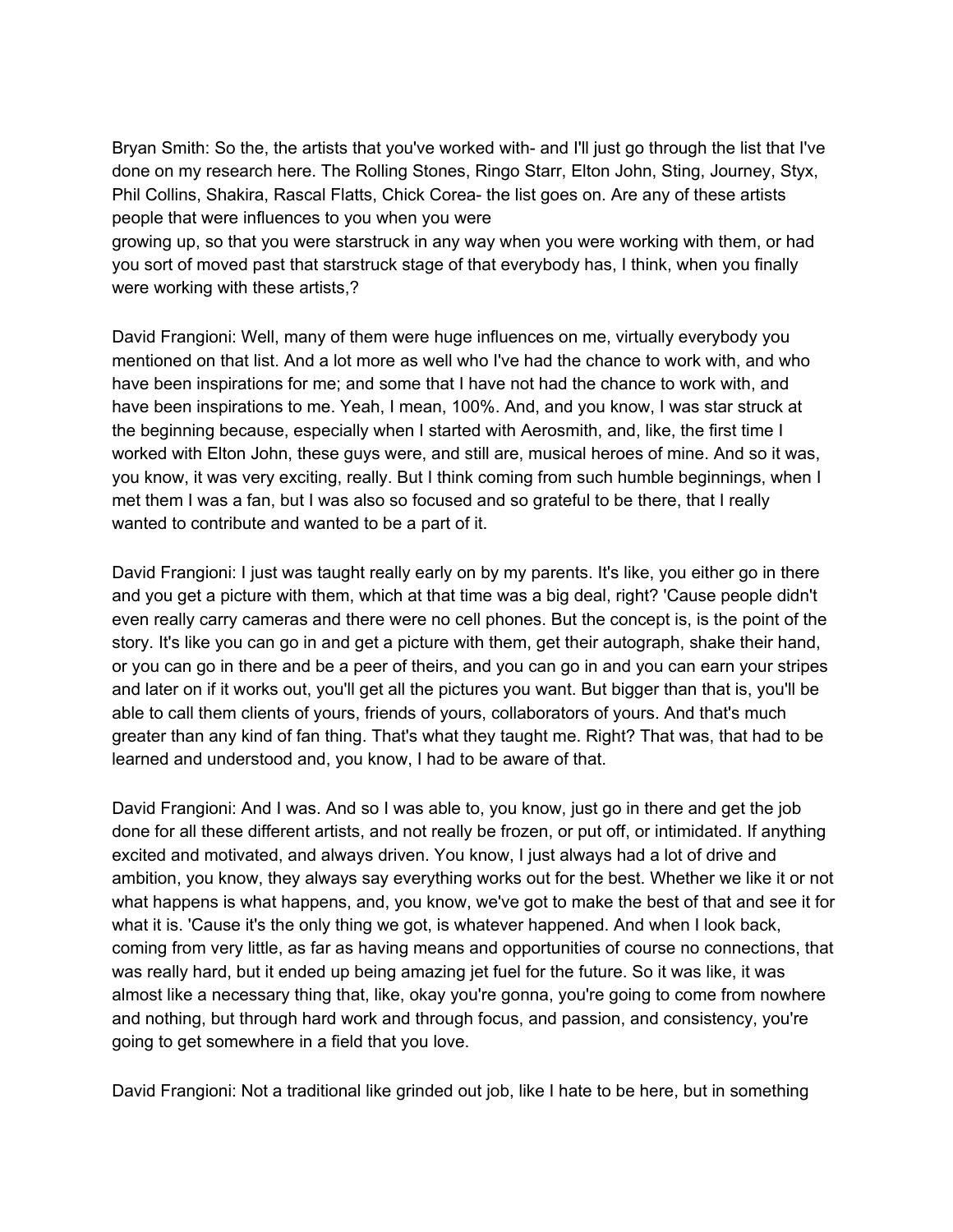Bryan Smith: So the, the artists that you've worked with- and I'll just go through the list that I've done on my research here. The Rolling Stones, Ringo Starr, Elton John, Sting, Journey, Styx, Phil Collins, Shakira, Rascal Flatts, Chick Corea- the list goes on. Are any of these artists people that were influences to you when you were growing up, so that you were starstruck in any way when you were working with them, or had you sort of moved past that starstruck stage of that everybody has, I think, when you finally were working with these artists,?

David Frangioni: Well, many of them were huge influences on me, virtually everybody you mentioned on that list. And a lot more as well who I've had the chance to work with, and who have been inspirations for me; and some that I have not had the chance to work with, and have been inspirations to me. Yeah, I mean, 100%. And, and you know, I was star struck at the beginning because, especially when I started with Aerosmith, and, like, the first time I worked with Elton John, these guys were, and still are, musical heroes of mine. And so it was, you know, it was very exciting, really. But I think coming from such humble beginnings, when I met them I was a fan, but I was also so focused and so grateful to be there, that I really wanted to contribute and wanted to be a part of it.

David Frangioni: I just was taught really early on by my parents. It's like, you either go in there and you get a picture with them, which at that time was a big deal, right? 'Cause people didn't even really carry cameras and there were no cell phones. But the concept is, is the point of the story. It's like you can go in and get a picture with them, get their autograph, shake their hand, or you can go in there and be a peer of theirs, and you can go in and you can earn your stripes and later on if it works out, you'll get all the pictures you want. But bigger than that is, you'll be able to call them clients of yours, friends of yours, collaborators of yours. And that's much greater than any kind of fan thing. That's what they taught me. Right? That was, that had to be learned and understood and, you know, I had to be aware of that.

David Frangioni: And I was. And so I was able to, you know, just go in there and get the job done for all these different artists, and not really be frozen, or put off, or intimidated. If anything excited and motivated, and always driven. You know, I just always had a lot of drive and ambition, you know, they always say everything works out for the best. Whether we like it or not what happens is what happens, and, you know, we've got to make the best of that and see it for what it is. 'Cause it's the only thing we got, is whatever happened. And when I look back, coming from very little, as far as having means and opportunities of course no connections, that was really hard, but it ended up being amazing jet fuel for the future. So it was like, it was almost like a necessary thing that, like, okay you're gonna, you're going to come from nowhere and nothing, but through hard work and through focus, and passion, and consistency, you're going to get somewhere in a field that you love.

David Frangioni: Not a traditional like grinded out job, like I hate to be here, but in something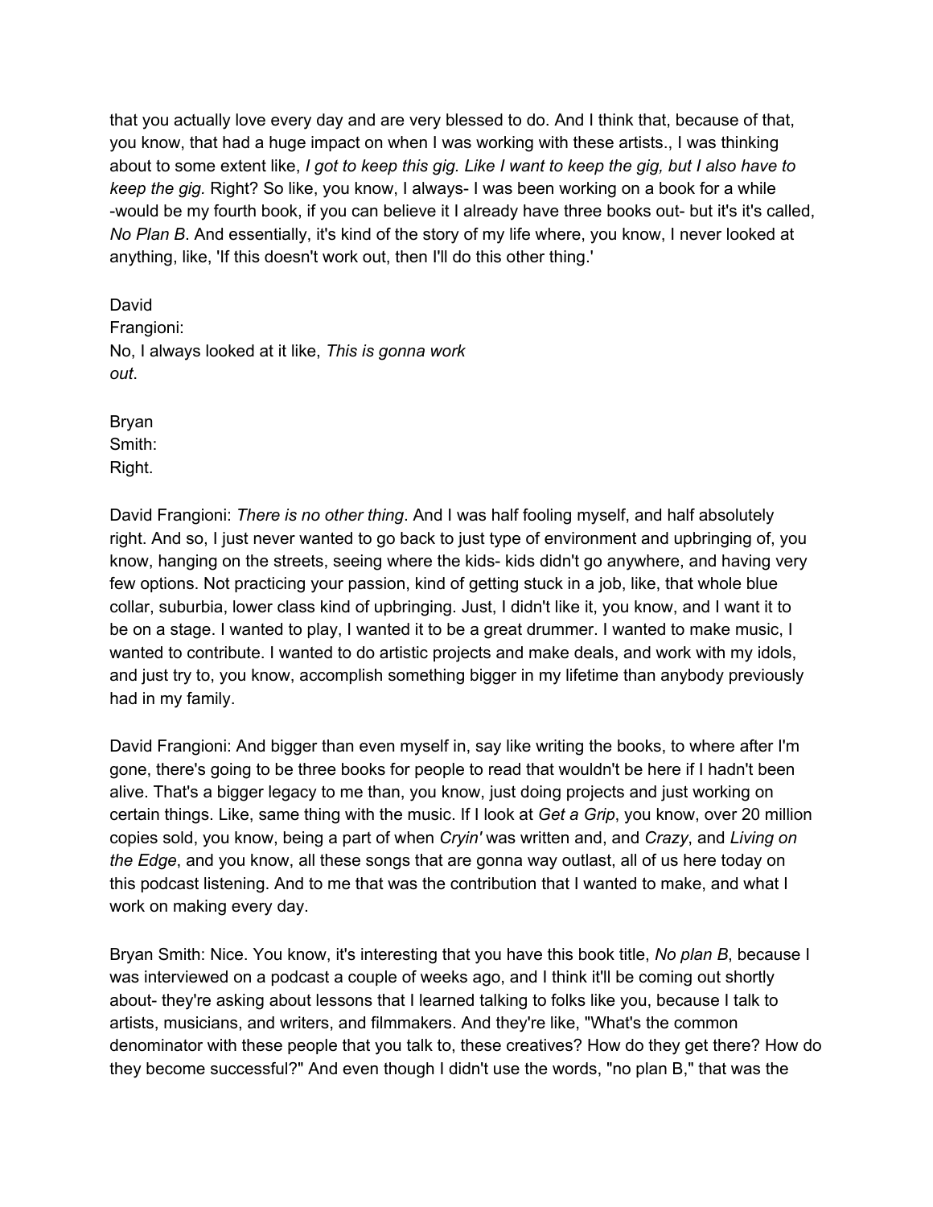that you actually love every day and are very blessed to do. And I think that, because of that, you know, that had a huge impact on when I was working with these artists., I was thinking about to some extent like, *I got to keep this gig. Like I want to keep the gig, but I also have to keep the gig.* Right? So like, you know, I always- I was been working on a book for a while -would be my fourth book, if you can believe it I already have three books out- but it's it's called, *No Plan B*. And essentially, it's kind of the story of my life where, you know, I never looked at anything, like, 'If this doesn't work out, then I'll do this other thing.'

David Frangioni: No, I always looked at it like, *This is gonna work out*.

Bryan Smith: Right.

David Frangioni: *There is no other thing*. And I was half fooling myself, and half absolutely right. And so, I just never wanted to go back to just type of environment and upbringing of, you know, hanging on the streets, seeing where the kids- kids didn't go anywhere, and having very few options. Not practicing your passion, kind of getting stuck in a job, like, that whole blue collar, suburbia, lower class kind of upbringing. Just, I didn't like it, you know, and I want it to be on a stage. I wanted to play, I wanted it to be a great drummer. I wanted to make music, I wanted to contribute. I wanted to do artistic projects and make deals, and work with my idols, and just try to, you know, accomplish something bigger in my lifetime than anybody previously had in my family.

David Frangioni: And bigger than even myself in, say like writing the books, to where after I'm gone, there's going to be three books for people to read that wouldn't be here if I hadn't been alive. That's a bigger legacy to me than, you know, just doing projects and just working on certain things. Like, same thing with the music. If I look at *Get a Grip*, you know, over 20 million copies sold, you know, being a part of when *Cryin'* was written and, and *Crazy*, and *Living on the Edge*, and you know, all these songs that are gonna way outlast, all of us here today on this podcast listening. And to me that was the contribution that I wanted to make, and what I work on making every day.

Bryan Smith: Nice. You know, it's interesting that you have this book title, *No plan B*, because I was interviewed on a podcast a couple of weeks ago, and I think it'll be coming out shortly about- they're asking about lessons that I learned talking to folks like you, because I talk to artists, musicians, and writers, and filmmakers. And they're like, "What's the common denominator with these people that you talk to, these creatives? How do they get there? How do they become successful?" And even though I didn't use the words, "no plan B," that was the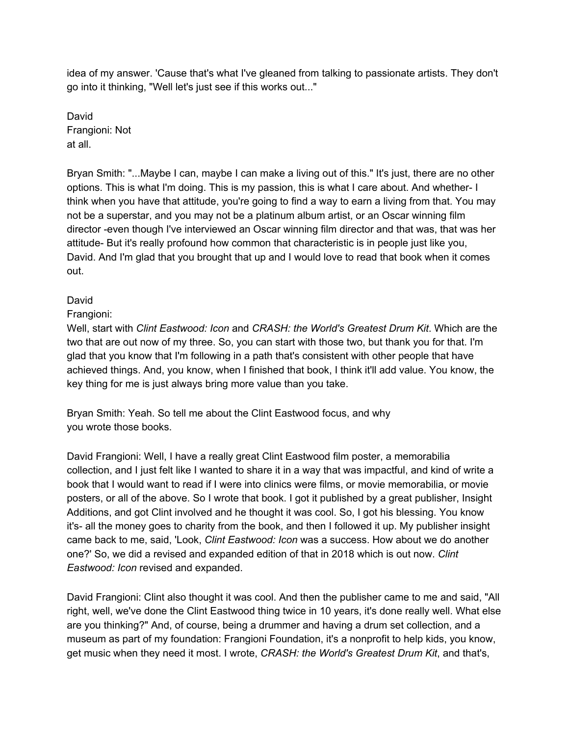idea of my answer. 'Cause that's what I've gleaned from talking to passionate artists. They don't go into it thinking, "Well let's just see if this works out..."

David Frangioni: Not at all.

Bryan Smith: "...Maybe I can, maybe I can make a living out of this." It's just, there are no other options. This is what I'm doing. This is my passion, this is what I care about. And whether- I think when you have that attitude, you're going to find a way to earn a living from that. You may not be a superstar, and you may not be a platinum album artist, or an Oscar winning film director -even though I've interviewed an Oscar winning film director and that was, that was her attitude- But it's really profound how common that characteristic is in people just like you, David. And I'm glad that you brought that up and I would love to read that book when it comes out.

David Frangioni:
Well, start with *Clint Eastwood: Icon* and *CRASH: the World's Greatest Drum Kit*. Which are the two that are out now of my three. So, you can start with those two, but thank you for that. I'm glad that you know that I'm following in a path that's consistent with other people that have achieved things. And, you know, when I finished that book, I think it'll add value. You know, the key thing for me is just always bring more value than you take.

Bryan Smith: Yeah. So tell me about the Clint Eastwood focus, and why you wrote those books.

David Frangioni: Well, I have a really great Clint Eastwood film poster, a memorabilia collection, and I just felt like I wanted to share it in a way that was impactful, and kind of write a book that I would want to read if I were into clinics were films, or movie memorabilia, or movie posters, or all of the above. So I wrote that book. I got it published by a great publisher, Insight Additions, and got Clint involved and he thought it was cool. So, I got his blessing. You know it's- all the money goes to charity from the book, and then I followed it up. My publisher insight came back to me, said, 'Look, *Clint Eastwood: Icon* was a success. How about we do another one?' So, we did a revised and expanded edition of that in 2018 which is out now. *Clint Eastwood: Icon* revised and expanded.

David Frangioni: Clint also thought it was cool. And then the publisher came to me and said, "All right, well, we've done the Clint Eastwood thing twice in 10 years, it's done really well. What else are you thinking?" And, of course, being a drummer and having a drum set collection, and a museum as part of my foundation: Frangioni Foundation, it's a nonprofit to help kids, you know, get music when they need it most. I wrote, *CRASH: the World's Greatest Drum Kit*, and that's,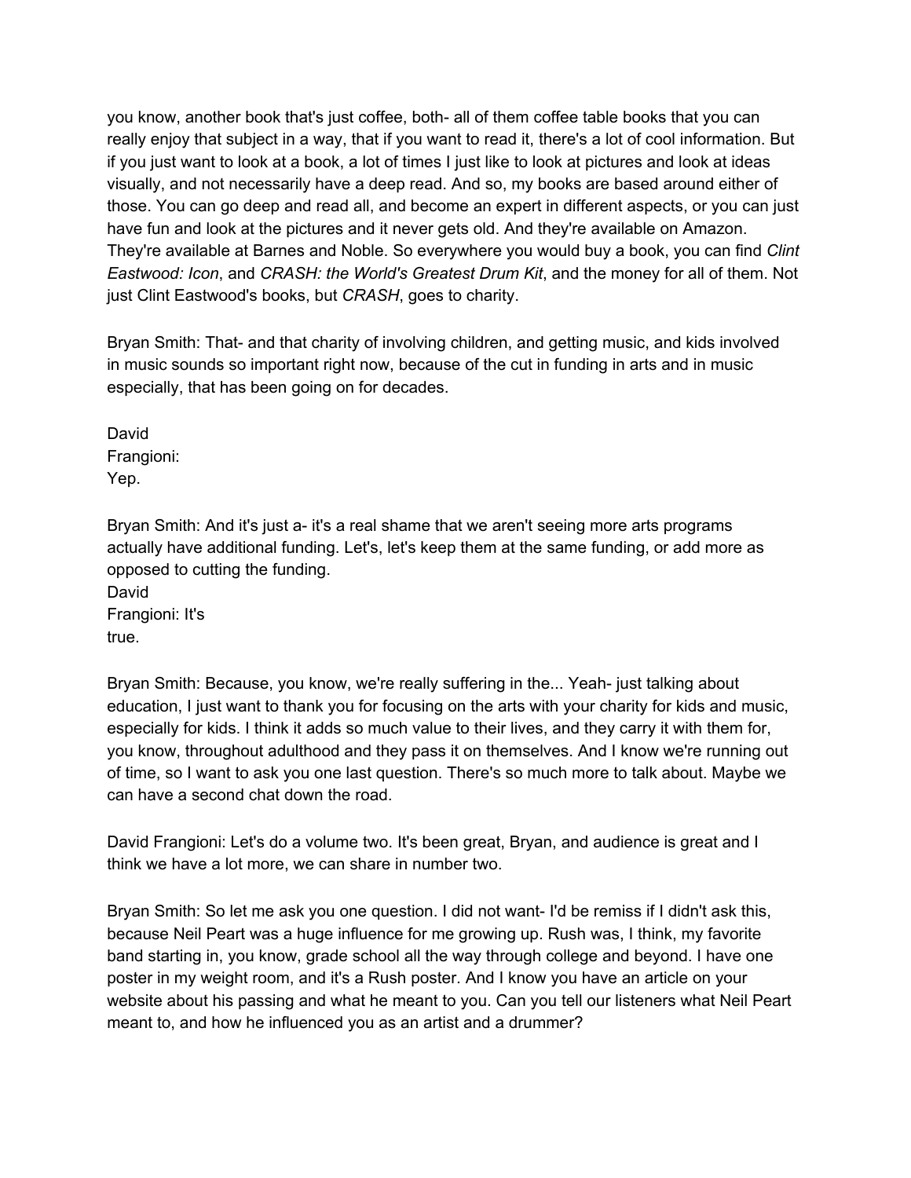you know, another book that's just coffee, both- all of them coffee table books that you can really enjoy that subject in a way, that if you want to read it, there's a lot of cool information. But if you just want to look at a book, a lot of times I just like to look at pictures and look at ideas visually, and not necessarily have a deep read. And so, my books are based around either of those. You can go deep and read all, and become an expert in different aspects, or you can just have fun and look at the pictures and it never gets old. And they're available on Amazon. They're available at Barnes and Noble. So everywhere you would buy a book, you can find *Clint Eastwood: Icon*, and *CRASH: the World's Greatest Drum Kit*, and the money for all of them. Not just Clint Eastwood's books, but *CRASH*, goes to charity.

Bryan Smith: That- and that charity of involving children, and getting music, and kids involved in music sounds so important right now, because of the cut in funding in arts and in music especially, that has been going on for decades.

David Frangioni: Yep.

Bryan Smith: And it's just a- it's a real shame that we aren't seeing more arts programs actually have additional funding. Let's, let's keep them at the same funding, or add more as opposed to cutting the funding.

David Frangioni: It's true.

Bryan Smith: Because, you know, we're really suffering in the... Yeah- just talking about education, I just want to thank you for focusing on the arts with your charity for kids and music, especially for kids. I think it adds so much value to their lives, and they carry it with them for, you know, throughout adulthood and they pass it on themselves. And I know we're running out of time, so I want to ask you one last question. There's so much more to talk about. Maybe we can have a second chat down the road.

David Frangioni: Let's do a volume two. It's been great, Bryan, and audience is great and I think we have a lot more, we can share in number two.

Bryan Smith: So let me ask you one question. I did not want- I'd be remiss if I didn't ask this, because Neil Peart was a huge influence for me growing up. Rush was, I think, my favorite band starting in, you know, grade school all the way through college and beyond. I have one poster in my weight room, and it's a Rush poster. And I know you have an article on your website about his passing and what he meant to you. Can you tell our listeners what Neil Peart meant to, and how he influenced you as an artist and a drummer?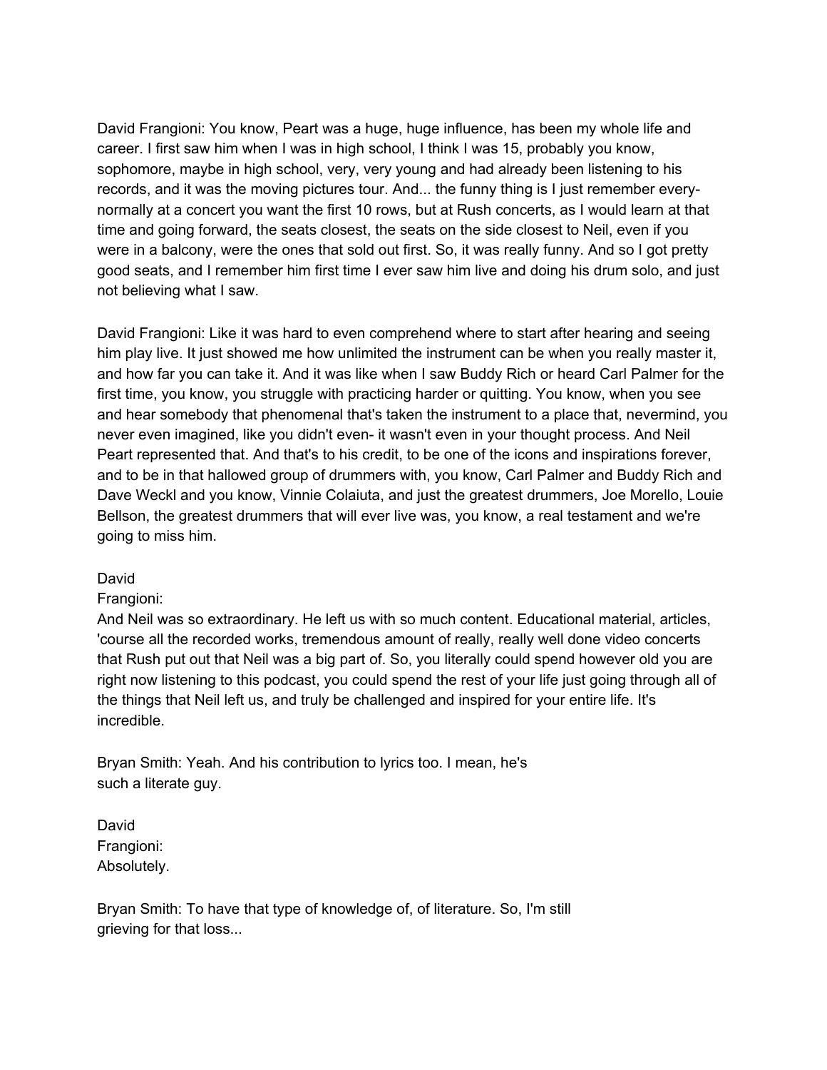David Frangioni: You know, Peart was a huge, huge influence, has been my whole life and career. I first saw him when I was in high school, I think I was 15, probably you know, sophomore, maybe in high school, very, very young and had already been listening to his records, and it was the moving pictures tour. And... the funny thing is I just remember every- normally at a concert you want the first 10 rows, but at Rush concerts, as I would learn at that time and going forward, the seats closest, the seats on the side closest to Neil, even if you were in a balcony, were the ones that sold out first. So, it was really funny. And so I got pretty good seats, and I remember him first time I ever saw him live and doing his drum solo, and just not believing what I saw.

David Frangioni: Like it was hard to even comprehend where to start after hearing and seeing him play live. It just showed me how unlimited the instrument can be when you really master it, and how far you can take it. And it was like when I saw Buddy Rich or heard Carl Palmer for the first time, you know, you struggle with practicing harder or quitting. You know, when you see and hear somebody that phenomenal that's taken the instrument to a place that, nevermind, you never even imagined, like you didn't even- it wasn't even in your thought process. And Neil Peart represented that. And that's to his credit, to be one of the icons and inspirations forever, and to be in that hallowed group of drummers with, you know, Carl Palmer and Buddy Rich and Dave Weckl and you know, Vinnie Colaiuta, and just the greatest drummers, Joe Morello, Louie Bellson, the greatest drummers that will ever live was, you know, a real testament and we're going to miss him.

David Frangioni:
And Neil was so extraordinary. He left us with so much content. Educational material, articles, 'course all the recorded works, tremendous amount of really, really well done video concerts that Rush put out that Neil was a big part of. So, you literally could spend however old you are right now listening to this podcast, you could spend the rest of your life just going through all of the things that Neil left us, and truly be challenged and inspired for your entire life. It's incredible.

Bryan Smith: Yeah. And his contribution to lyrics too. I mean, he's such a literate guy.

David Frangioni:
Absolutely.

Bryan Smith: To have that type of knowledge of, of literature. So, I'm still grieving for that loss...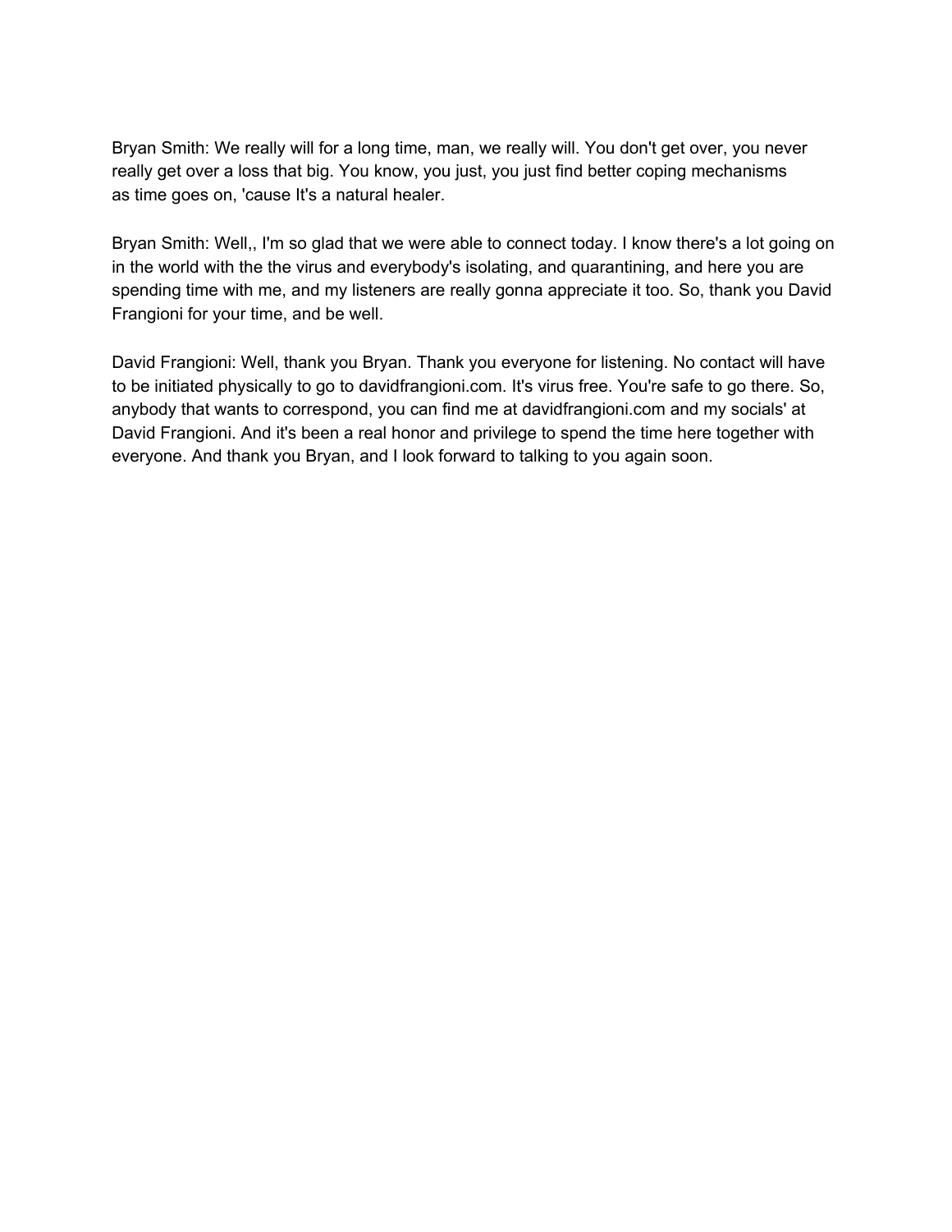Bryan Smith: We really will for a long time, man, we really will. You don't get over, you never really get over a loss that big. You know, you just, you just find better coping mechanisms as time goes on, 'cause It's a natural healer.

Bryan Smith: Well,, I'm so glad that we were able to connect today. I know there's a lot going on in the world with the the virus and everybody's isolating, and quarantining, and here you are spending time with me, and my listeners are really gonna appreciate it too. So, thank you David Frangioni for your time, and be well.

David Frangioni: Well, thank you Bryan. Thank you everyone for listening. No contact will have to be initiated physically to go to davidfrangioni.com. It's virus free. You're safe to go there. So, anybody that wants to correspond, you can find me at davidfrangioni.com and my socials' at David Frangioni. And it's been a real honor and privilege to spend the time here together with everyone. And thank you Bryan, and I look forward to talking to you again soon.